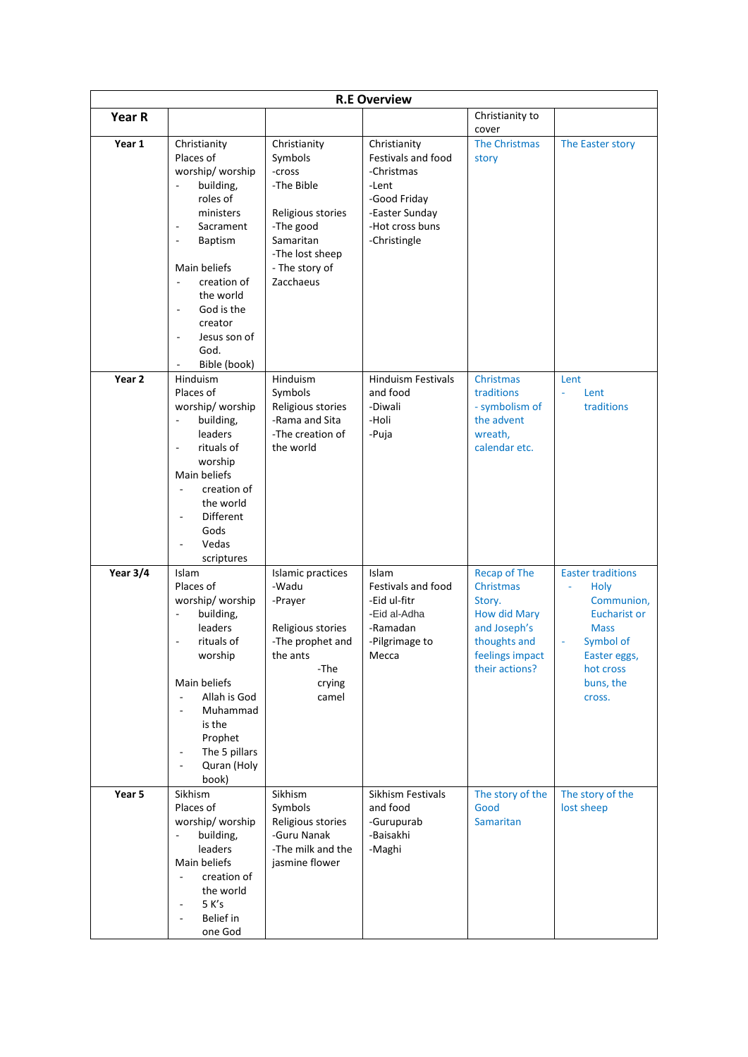| R.E Overview | | | | | |
|---|---|---|---|---|---|
| **Year R** | | | | Christianity to cover | |
| **Year 1** | Christianity<br>Places of worship/ worship<br>- building, roles of ministers<br>- Sacrament<br>- Baptism<br><br>Main beliefs<br>- creation of the world<br>- God is the creator<br>- Jesus son of God.<br>- Bible (book) | Christianity<br>Symbols<br>-cross<br>-The Bible<br><br>Religious stories<br>-The good Samaritan<br>-The lost sheep<br>- The story of Zacchaeus | Christianity<br>Festivals and food<br>-Christmas<br>-Lent<br>-Good Friday<br>-Easter Sunday<br>-Hot cross buns<br>-Christingle | The Christmas story | The Easter story |
| **Year 2** | Hinduism<br>Places of worship/ worship<br>- building, leaders<br>- rituals of worship<br>Main beliefs<br>- creation of the world<br>- Different Gods<br>- Vedas scriptures | Hinduism<br>Symbols<br>Religious stories<br>-Rama and Sita<br>-The creation of the world | Hinduism Festivals and food<br>-Diwali<br>-Holi<br>-Puja | Christmas traditions<br>- symbolism of the advent wreath, calendar etc. | Lent<br>- Lent traditions |
| **Year 3/4** | Islam<br>Places of worship/ worship<br>- building, leaders<br>- rituals of worship<br><br>Main beliefs<br>- Allah is God<br>- Muhammad is the Prophet<br>- The 5 pillars<br>- Quran (Holy book) | Islamic practices<br>-Wadu<br>-Prayer<br><br>Religious stories<br>-The prophet and the ants<br>-The crying camel | Islam<br>Festivals and food<br>-Eid ul-fitr<br>-Eid al-Adha<br>-Ramadan<br>-Pilgrimage to Mecca | Recap of The Christmas Story.<br>How did Mary and Joseph's thoughts and feelings impact their actions? | Easter traditions<br>- Holy Communion, Eucharist or Mass<br>- Symbol of Easter eggs, hot cross buns, the cross. |
| **Year 5** | Sikhism<br>Places of worship/ worship<br>- building, leaders<br>Main beliefs<br>- creation of the world<br>- 5 K's<br>- Belief in one God | Sikhism<br>Symbols<br>Religious stories<br>-Guru Nanak<br>-The milk and the jasmine flower | Sikhism Festivals and food<br>-Gurupurab<br>-Baisakhi<br>-Maghi | The story of the Good Samaritan | The story of the lost sheep |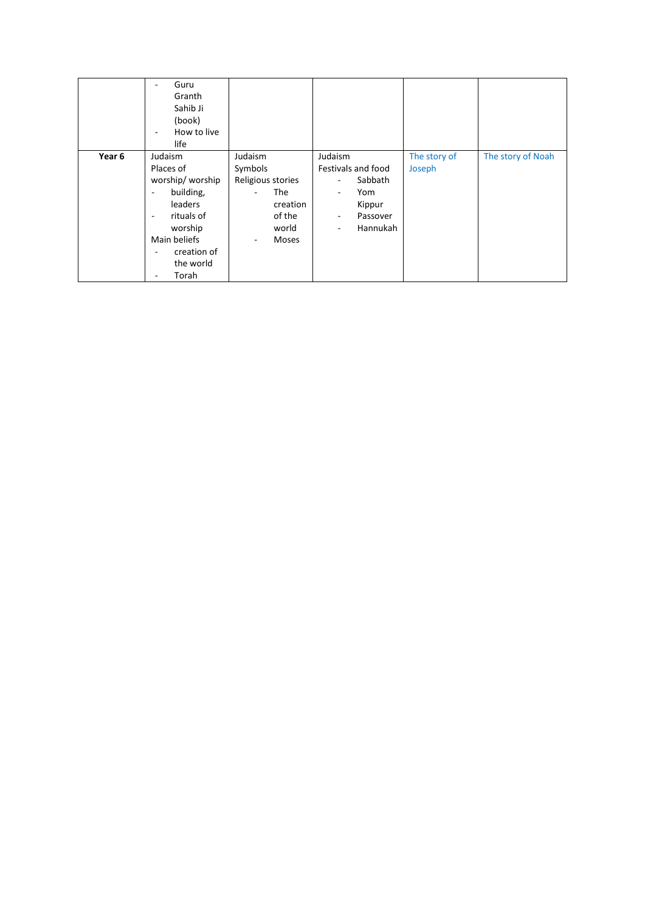| | | | | | |
|---|---|---|---|---|---|
| | - Guru Granth Sahib Ji (book)<br>- How to live life | | | | |
| **Year 6** | Judaism<br>Places of worship/ worship<br>- building, leaders<br>- rituals of worship<br>Main beliefs<br>- creation of the world<br>- Torah | Judaism<br>Symbols<br>Religious stories<br>- The creation of the world<br>- Moses | Judaism<br>Festivals and food<br>- Sabbath<br>- Yom Kippur<br>- Passover<br>- Hannukah | The story of Joseph | The story of Noah |